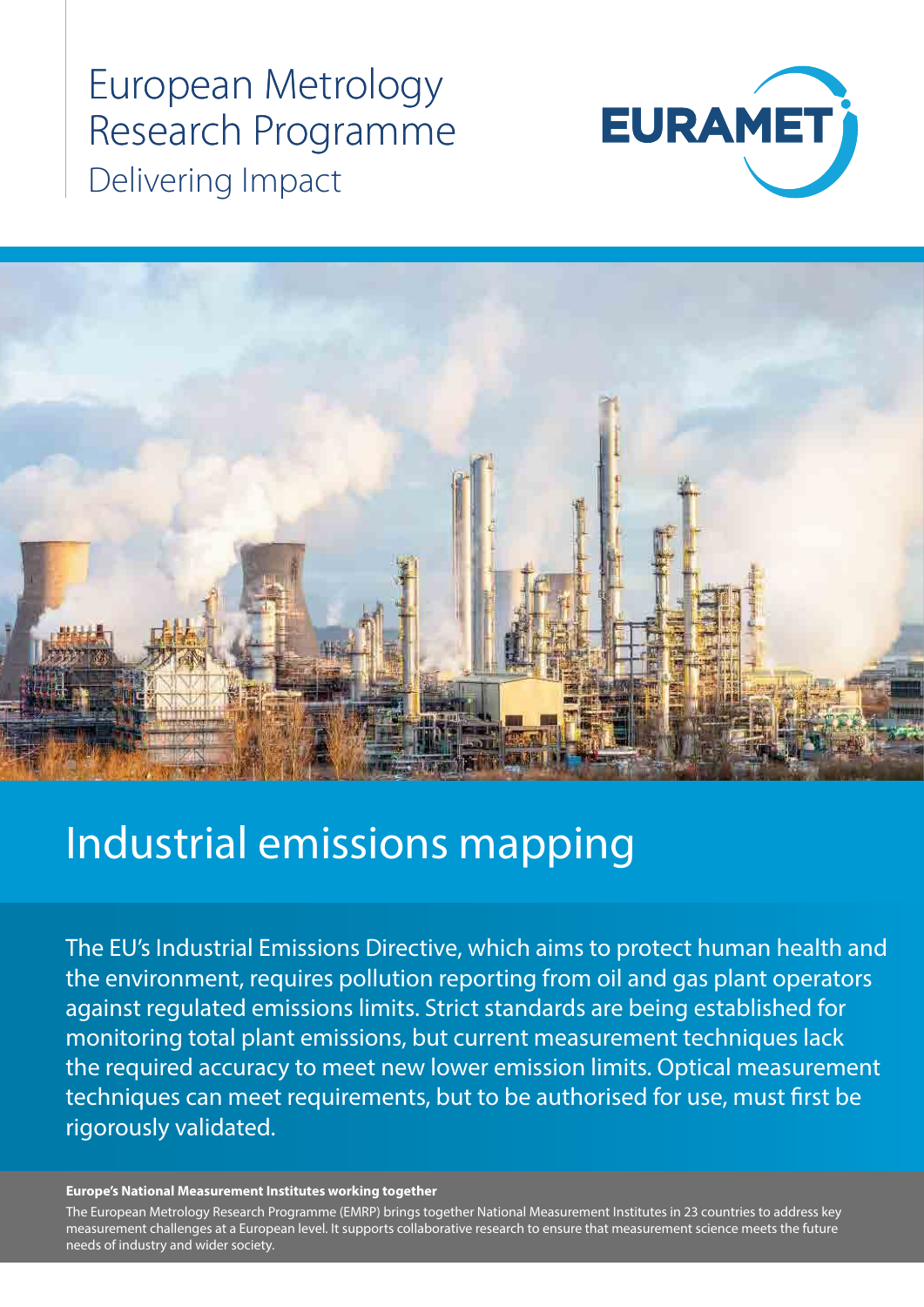European Metrology Research Programme

Delivering Impact

EURAMET

# Industrial emissions mapping

The EU's Industrial Emissions Directive, which aims to protect human health and the environment, requires pollution reporting from oil and gas plant operators against regulated emissions limits. Strict standards are being established for monitoring total plant emissions, but current measurement techniques lack the required accuracy to meet new lower emission limits. Optical measurement techniques can meet requirements, but to be authorised for use, must first be rigorously validated.

**Europe's National Measurement Institutes working together**

The European Metrology Research Programme (EMRP) brings together National Measurement Institutes in 23 countries to address key measurement challenges at a European level. It supports collaborative research to ensure that measurement science meets the future needs of industry and wider society.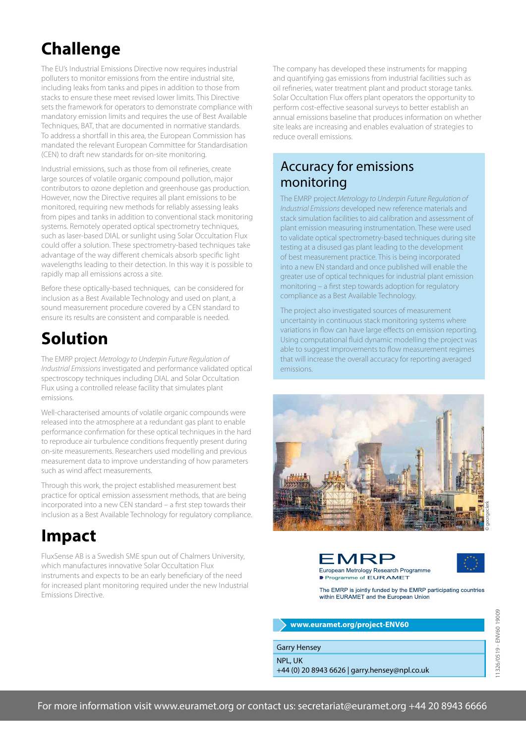# Challenge

The EU's Industrial Emissions Directive now requires industrial polluters to monitor emissions from the entire industrial site, including leaks from tanks and pipes in addition to those from stacks to ensure these meet revised lower limits. This Directive sets the framework for operators to demonstrate compliance with mandatory emission limits and requires the use of Best Available Techniques, BAT, that are documented in normative standards. To address a shortfall in this area, the European Commission has mandated the relevant European Committee for Standardisation (CEN) to draft new standards for on-site monitoring.

Industrial emissions, such as those from oil refineries, create large sources of volatile organic compound pollution, major contributors to ozone depletion and greenhouse gas production. However, now the Directive requires all plant emissions to be monitored, requiring new methods for reliably assessing leaks from pipes and tanks in addition to conventional stack monitoring systems. Remotely operated optical spectrometry techniques, such as laser-based DIAL or sunlight using Solar Occultation Flux could offer a solution. These spectrometry-based techniques take advantage of the way different chemicals absorb specific light wavelengths leading to their detection. In this way it is possible to rapidly map all emissions across a site.

Before these optically-based techniques, can be considered for inclusion as a Best Available Technology and used on plant, a sound measurement procedure covered by a CEN standard to ensure its results are consistent and comparable is needed.

# Solution

The EMRP project *Metrology to Underpin Future Regulation of Industrial Emissions* investigated and performance validated optical spectroscopy techniques including DIAL and Solar Occultation Flux using a controlled release facility that simulates plant emissions.

Well-characterised amounts of volatile organic compounds were released into the atmosphere at a redundant gas plant to enable performance confirmation for these optical techniques in the hard to reproduce air turbulence conditions frequently present during on-site measurements. Researchers used modelling and previous measurement data to improve understanding of how parameters such as wind affect measurements.

Through this work, the project established measurement best practice for optical emission assessment methods, that are being incorporated into a new CEN standard – a first step towards their inclusion as a Best Available Technology for regulatory compliance.

# Impact

FluxSense AB is a Swedish SME spun out of Chalmers University, which manufactures innovative Solar Occultation Flux instruments and expects to be an early beneficiary of the need for increased plant monitoring required under the new Industrial Emissions Directive.

The company has developed these instruments for mapping and quantifying gas emissions from industrial facilities such as oil refineries, water treatment plant and product storage tanks. Solar Occultation Flux offers plant operators the opportunity to perform cost-effective seasonal surveys to better establish an annual emissions baseline that produces information on whether site leaks are increasing and enables evaluation of strategies to reduce overall emissions.

## Accuracy for emissions monitoring

The EMRP project *Metrology to Underpin Future Regulation of Industrial Emissions* developed new reference materials and stack simulation facilities to aid calibration and assessment of plant emission measuring instrumentation. These were used to validate optical spectrometry-based techniques during site testing at a disused gas plant leading to the development of best measurement practice. This is being incorporated into a new EN standard and once published will enable the greater use of optical techniques for industrial plant emission monitoring – a first step towards adoption for regulatory compliance as a Best Available Technology.

The project also investigated sources of measurement uncertainty in continuous stack monitoring systems where variations in flow can have large effects on emission reporting. Using computational fluid dynamic modelling the project was able to suggest improvements to flow measurement regimes that will increase the overall accuracy for reporting averaged emissions.

© georgeclerk

EMRP
European Metrology Research Programme
Programme of EURAMET

The EMRP is jointly funded by the EMRP participating countries within EURAMET and the European Union

**www.euramet.org/project-ENV60**

Garry Hensey
NPL, UK
+44 (0) 20 8943 6626 | garry.hensey@npl.co.uk

11326/0519 - ENV60 19009

For more information visit www.euramet.org or contact us: secretariat@euramet.org +44 20 8943 6666